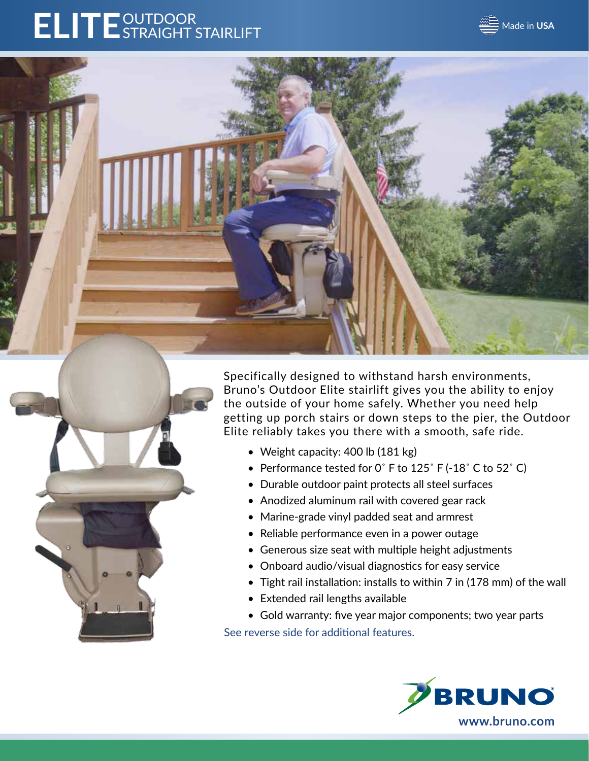# ELITE OUTDOOR STRAIGHT STAIRLIFT

Made in **USA**

Specifically designed to withstand harsh environments, Bruno's Outdoor Elite stairlift gives you the ability to enjoy the outside of your home safely. Whether you need help getting up porch stairs or down steps to the pier, the Outdoor Elite reliably takes you there with a smooth, safe ride.

- Weight capacity: 400 lb (181 kg)
- Performance tested for 0˚ F to 125˚ F (-18˚ C to 52˚ C)
- Durable outdoor paint protects all steel surfaces
- Anodized aluminum rail with covered gear rack
- Marine-grade vinyl padded seat and armrest
- Reliable performance even in a power outage
- Generous size seat with multiple height adjustments
- Onboard audio/visual diagnostics for easy service
- Tight rail installation: installs to within 7 in (178 mm) of the wall
- Extended rail lengths available
- Gold warranty: five year major components; two year parts

See reverse side for additional features.

BRUNO®

www.bruno.com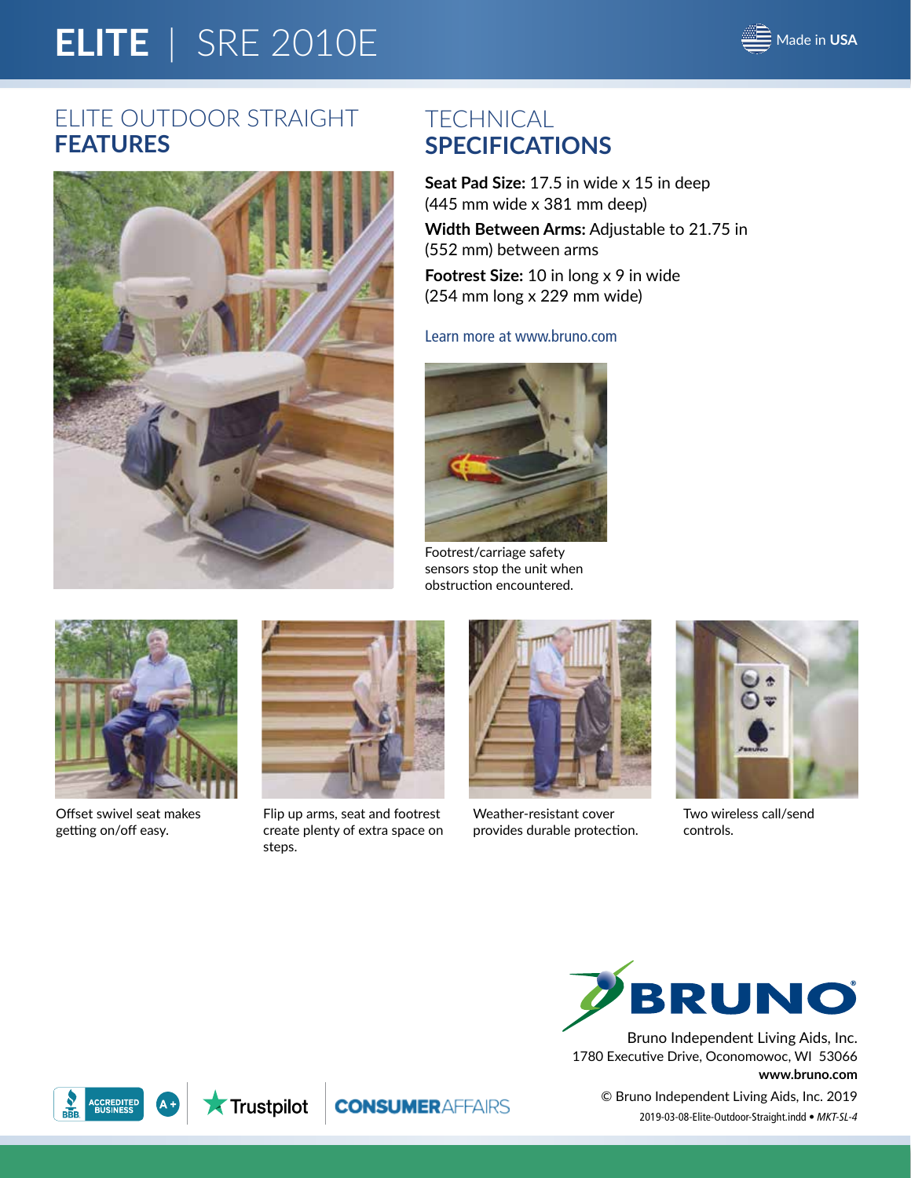# ELITE | SRE 2010E

Made in USA

## ELITE OUTDOOR STRAIGHT FEATURES

## TECHNICAL SPECIFICATIONS

**Seat Pad Size:** 17.5 in wide x 15 in deep (445 mm wide x 381 mm deep)

**Width Between Arms:** Adjustable to 21.75 in (552 mm) between arms

**Footrest Size:** 10 in long x 9 in wide (254 mm long x 229 mm wide)

Learn more at www.bruno.com

Footrest/carriage safety sensors stop the unit when obstruction encountered.

Offset swivel seat makes getting on/off easy.

Flip up arms, seat and footrest create plenty of extra space on steps.

Weather-resistant cover provides durable protection.

Two wireless call/send controls.

BRUNO®

Bruno Independent Living Aids, Inc.
1780 Executive Drive, Oconomowoc, WI 53066
**www.bruno.com**

© Bruno Independent Living Aids, Inc. 2019

2019-03-08-Elite-Outdoor-Straight.indd • *MKT-SL-4*

BBB ACCREDITED BUSINESS A+ | Trustpilot | CONSUMERAFFAIRS